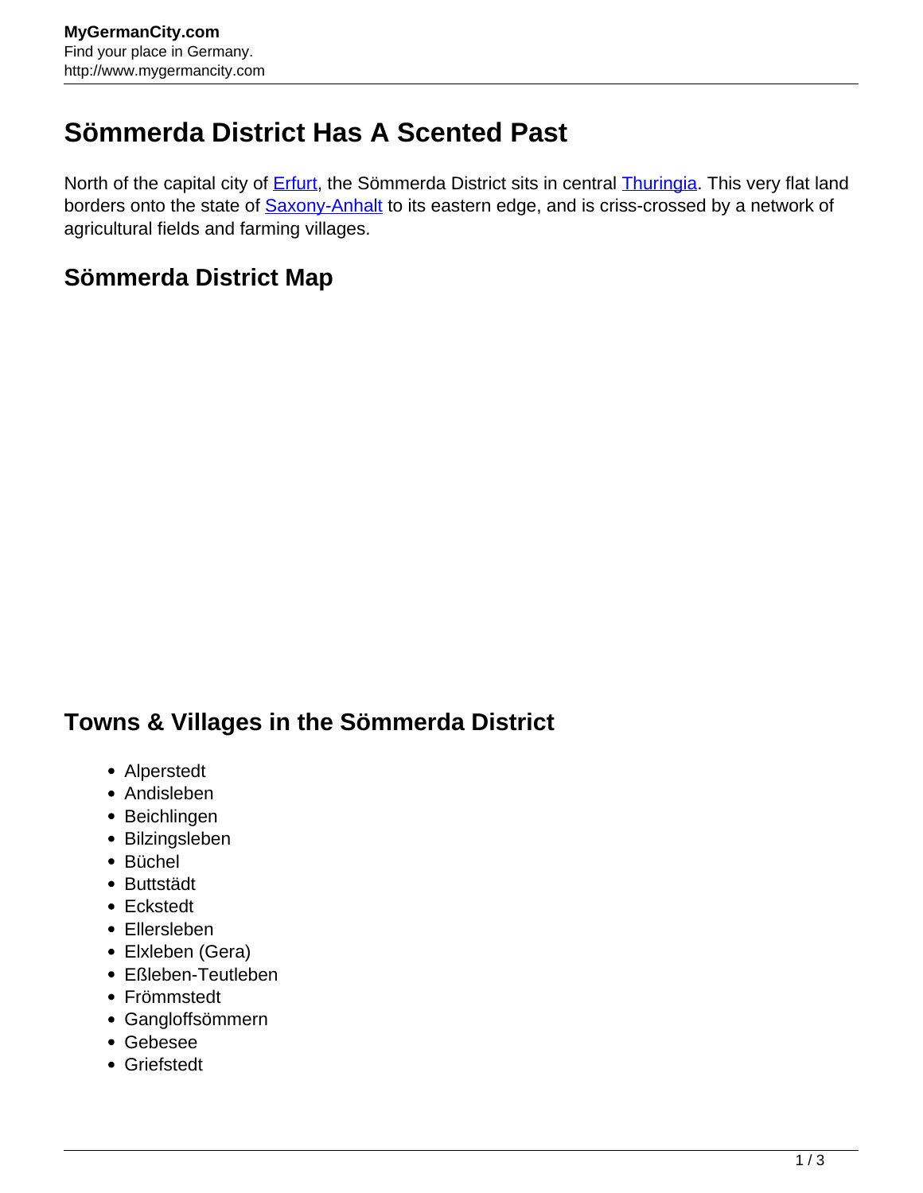# Sömmerda District Has A Scented Past

North of the capital city of Erfurt, the Sömmerda District sits in central Thuringia. This very flat land borders onto the state of Saxony-Anhalt to its eastern edge, and is criss-crossed by a network of agricultural fields and farming villages.

## Sömmerda District Map

## Towns & Villages in the Sömmerda District

- Alperstedt
- Andisleben
- Beichlingen
- Bilzingsleben
- Büchel
- Buttstädt
- Eckstedt
- Ellersleben
- Elxleben (Gera)
- Eßleben-Teutleben
- Frömmstedt
- Gangloffsömmern
- Gebesee
- Griefstedt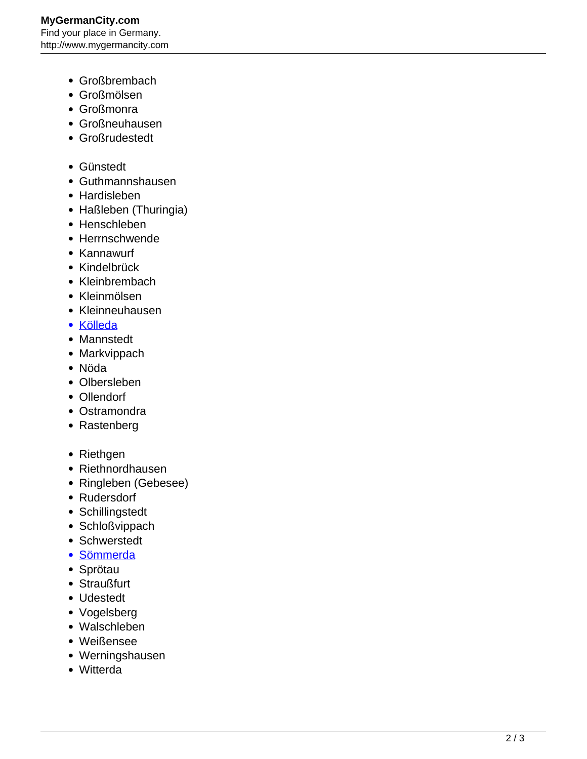- Großbrembach
- Großmölsen
- Großmonra
- Großneuhausen
- Großrudestedt

- Günstedt
- Guthmannshausen
- Hardisleben
- Haßleben (Thuringia)
- Henschleben
- Herrnschwende
- Kannawurf
- Kindelbrück
- Kleinbrembach
- Kleinmölsen
- Kleinneuhausen
- Kölleda
- Mannstedt
- Markvippach
- Nöda
- Olbersleben
- Ollendorf
- Ostramondra
- Rastenberg

- Riethgen
- Riethnordhausen
- Ringleben (Gebesee)
- Rudersdorf
- Schillingstedt
- Schloßvippach
- Schwerstedt
- Sömmerda
- Sprötau
- Straußfurt
- Udestedt
- Vogelsberg
- Walschleben
- Weißensee
- Werningshausen
- Witterda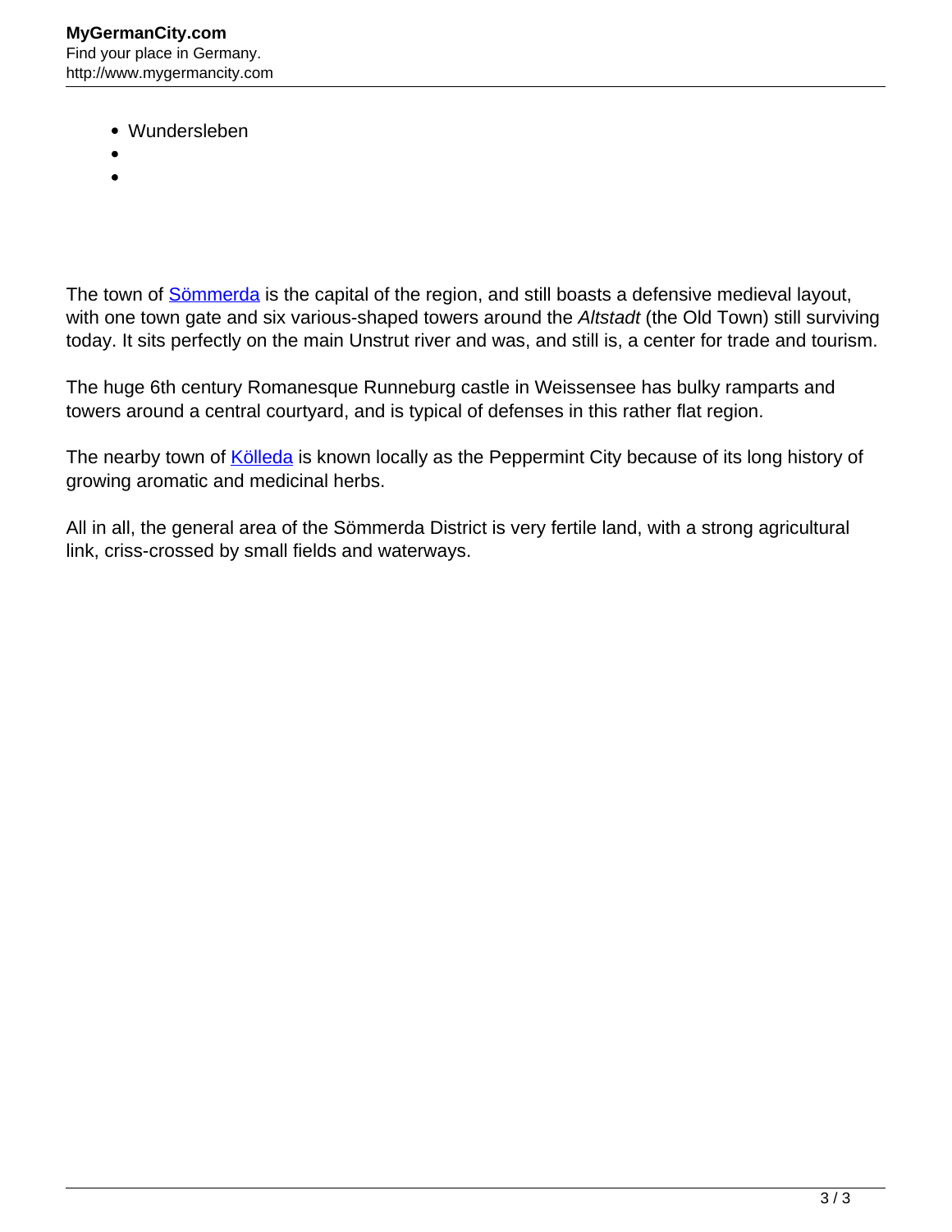- Wundersleben
-
-

The town of Sömmerda is the capital of the region, and still boasts a defensive medieval layout, with one town gate and six various-shaped towers around the *Altstadt* (the Old Town) still surviving today. It sits perfectly on the main Unstrut river and was, and still is, a center for trade and tourism.

The huge 6th century Romanesque Runneburg castle in Weissensee has bulky ramparts and towers around a central courtyard, and is typical of defenses in this rather flat region.

The nearby town of Kölleda is known locally as the Peppermint City because of its long history of growing aromatic and medicinal herbs.

All in all, the general area of the Sömmerda District is very fertile land, with a strong agricultural link, criss-crossed by small fields and waterways.